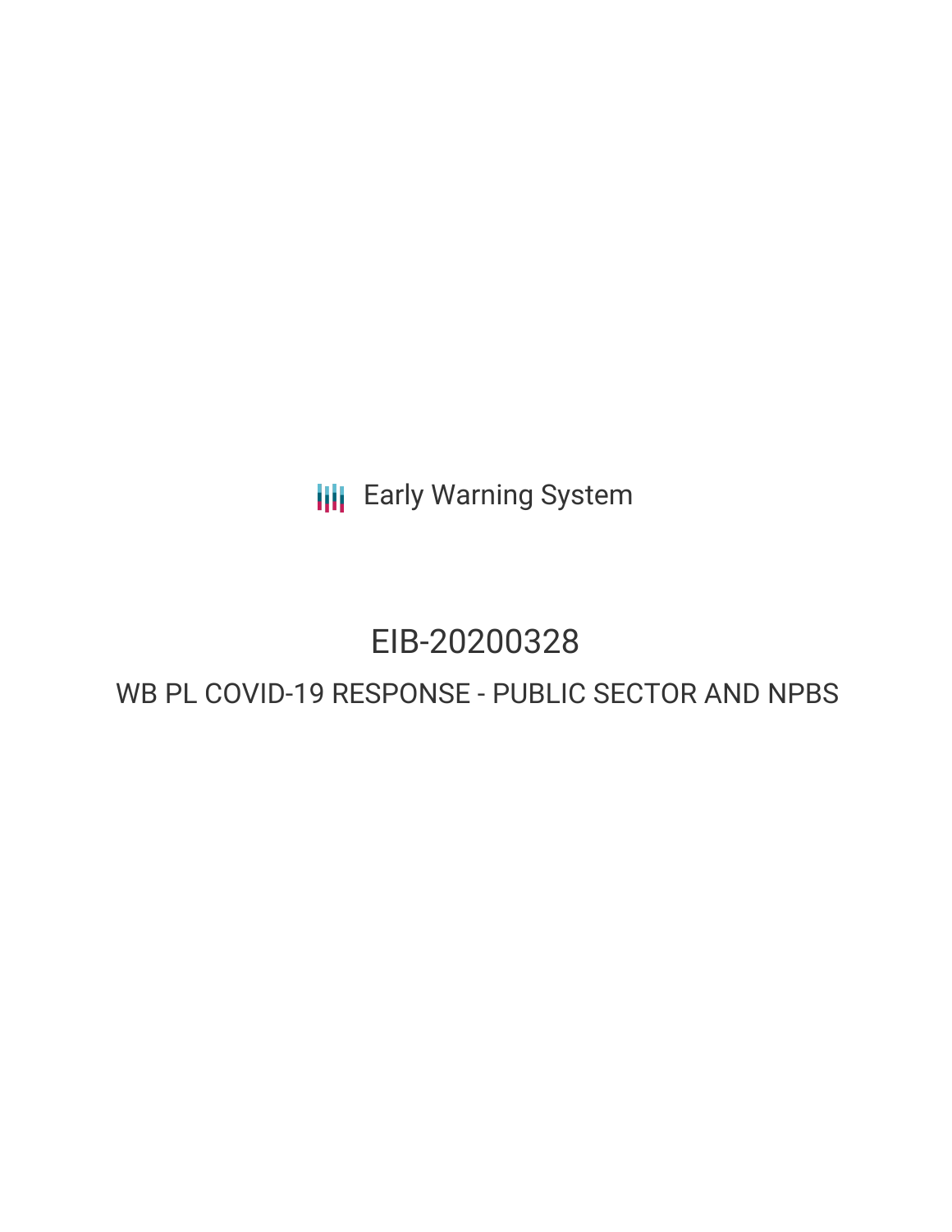Early Warning System

# EIB-20200328

## WB PL COVID-19 RESPONSE - PUBLIC SECTOR AND NPBS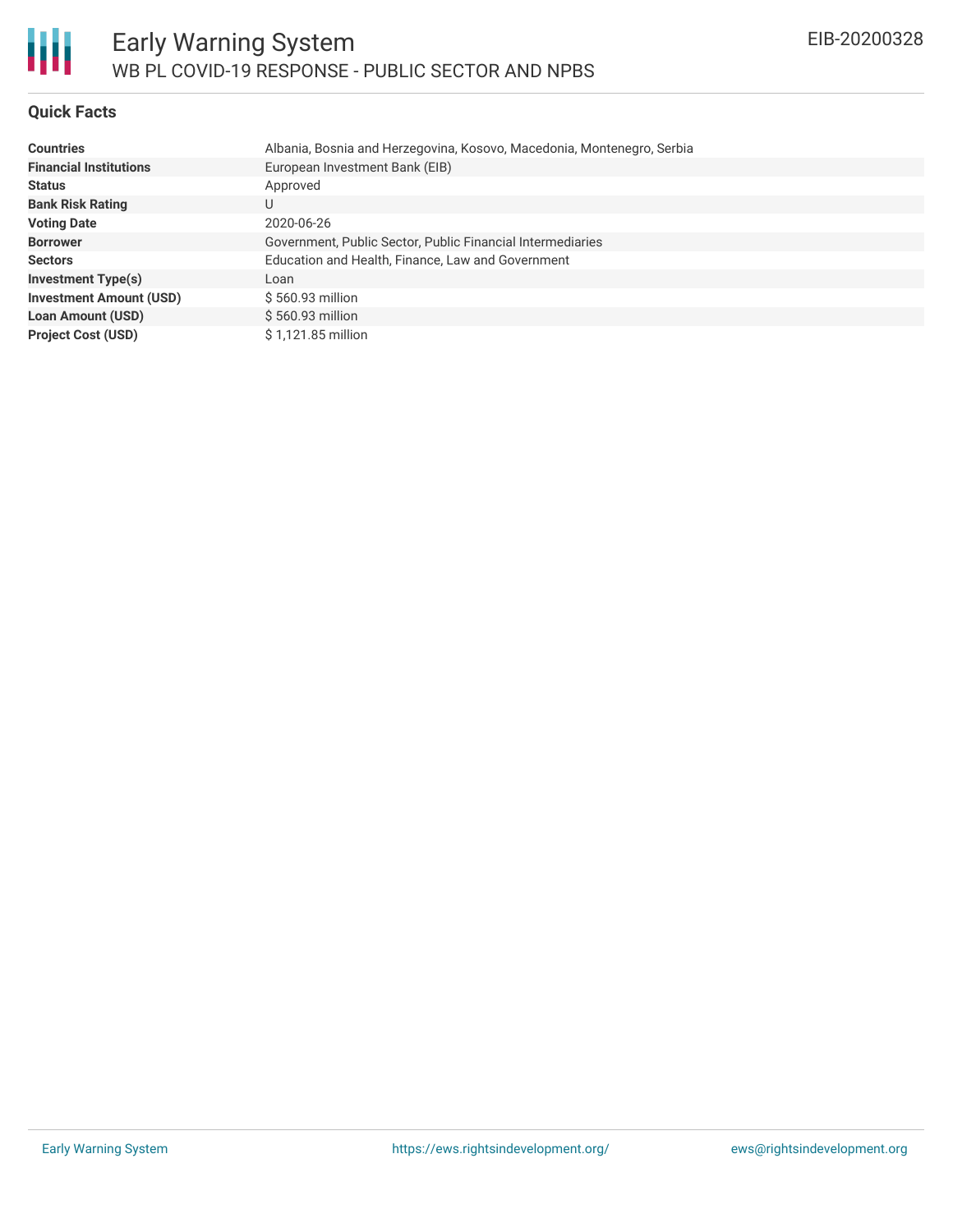# Early Warning System

## WB PL COVID-19 RESPONSE - PUBLIC SECTOR AND NPBS

EIB-20200328

### Quick Facts

| | |
|---|---|
| **Countries** | Albania, Bosnia and Herzegovina, Kosovo, Macedonia, Montenegro, Serbia |
| **Financial Institutions** | European Investment Bank (EIB) |
| **Status** | Approved |
| **Bank Risk Rating** | U |
| **Voting Date** | 2020-06-26 |
| **Borrower** | Government, Public Sector, Public Financial Intermediaries |
| **Sectors** | Education and Health, Finance, Law and Government |
| **Investment Type(s)** | Loan |
| **Investment Amount (USD)** | $ 560.93 million |
| **Loan Amount (USD)** | $ 560.93 million |
| **Project Cost (USD)** | $ 1,121.85 million |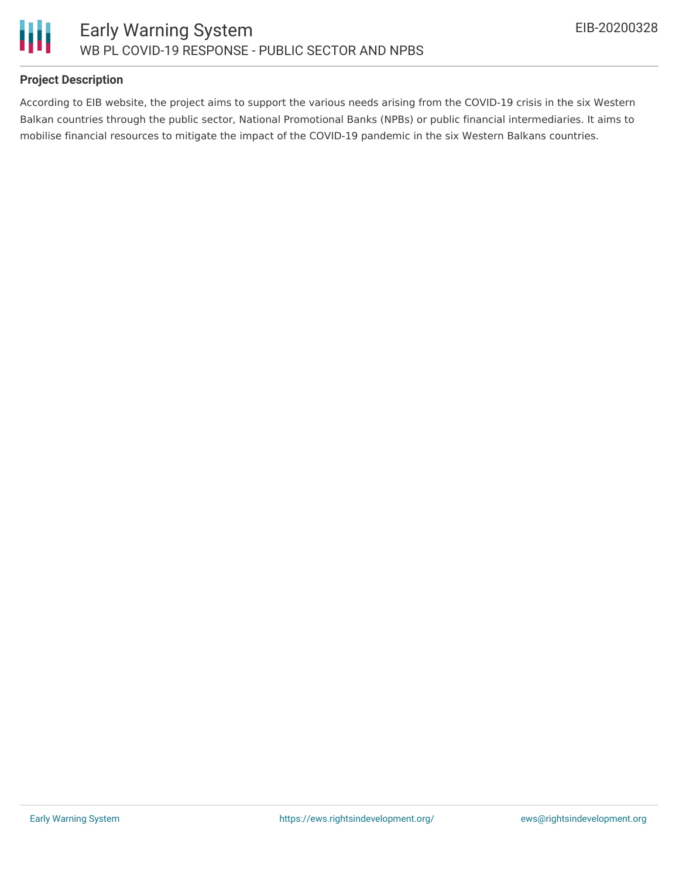### Project Description

According to EIB website, the project aims to support the various needs arising from the COVID-19 crisis in the six Western Balkan countries through the public sector, National Promotional Banks (NPBs) or public financial intermediaries. It aims to mobilise financial resources to mitigate the impact of the COVID-19 pandemic in the six Western Balkans countries.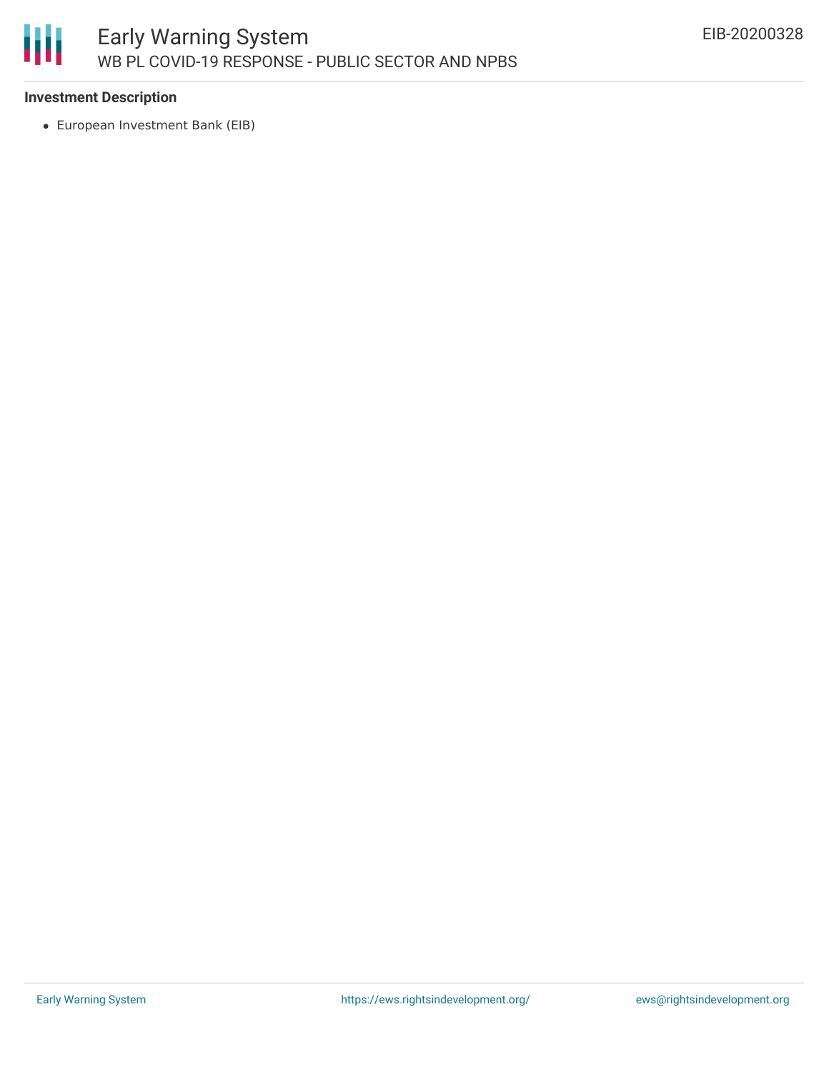### Investment Description

- European Investment Bank (EIB)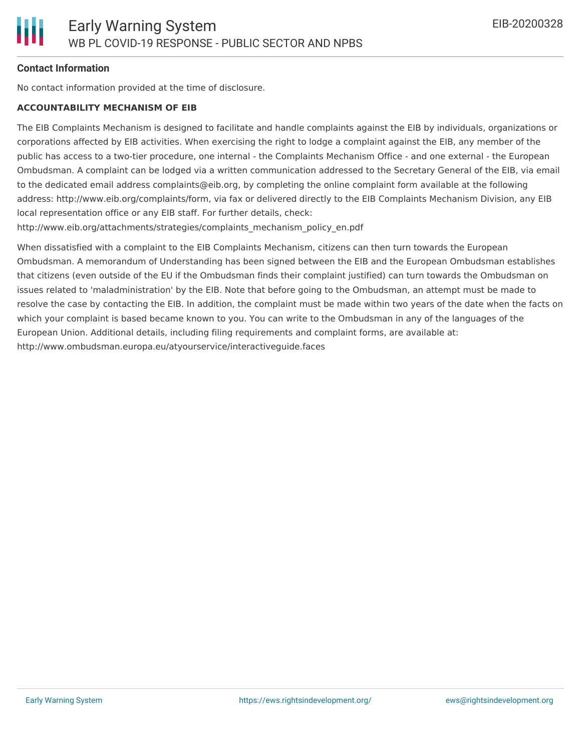**Contact Information**

No contact information provided at the time of disclosure.

**ACCOUNTABILITY MECHANISM OF EIB**

The EIB Complaints Mechanism is designed to facilitate and handle complaints against the EIB by individuals, organizations or corporations affected by EIB activities. When exercising the right to lodge a complaint against the EIB, any member of the public has access to a two-tier procedure, one internal - the Complaints Mechanism Office - and one external - the European Ombudsman. A complaint can be lodged via a written communication addressed to the Secretary General of the EIB, via email to the dedicated email address complaints@eib.org, by completing the online complaint form available at the following address: http://www.eib.org/complaints/form, via fax or delivered directly to the EIB Complaints Mechanism Division, any EIB local representation office or any EIB staff. For further details, check: http://www.eib.org/attachments/strategies/complaints_mechanism_policy_en.pdf

When dissatisfied with a complaint to the EIB Complaints Mechanism, citizens can then turn towards the European Ombudsman. A memorandum of Understanding has been signed between the EIB and the European Ombudsman establishes that citizens (even outside of the EU if the Ombudsman finds their complaint justified) can turn towards the Ombudsman on issues related to 'maladministration' by the EIB. Note that before going to the Ombudsman, an attempt must be made to resolve the case by contacting the EIB. In addition, the complaint must be made within two years of the date when the facts on which your complaint is based became known to you. You can write to the Ombudsman in any of the languages of the European Union. Additional details, including filing requirements and complaint forms, are available at: http://www.ombudsman.europa.eu/atyourservice/interactiveguide.faces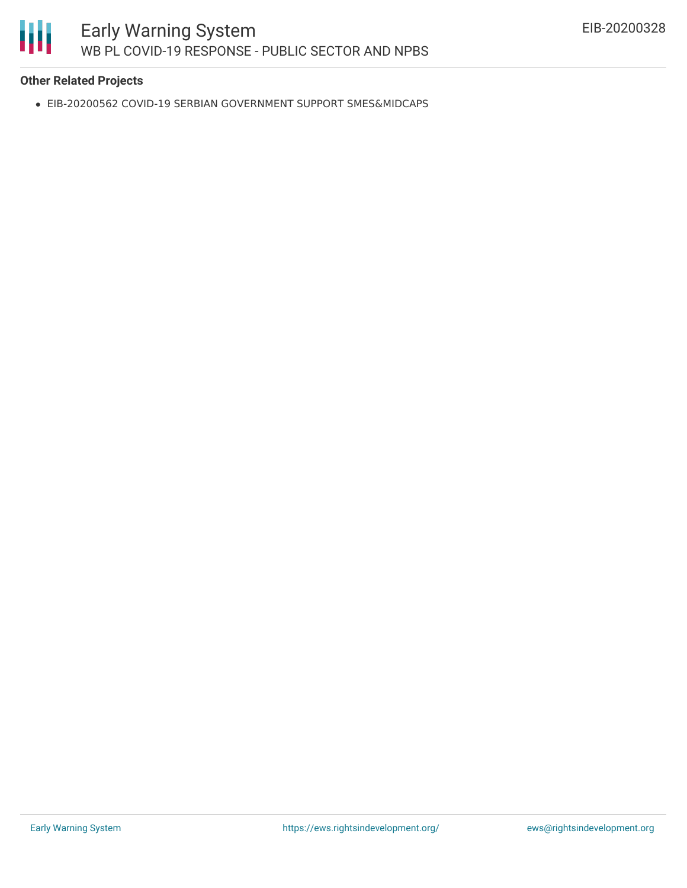**Other Related Projects**

- EIB-20200562 COVID-19 SERBIAN GOVERNMENT SUPPORT SMES&MIDCAPS